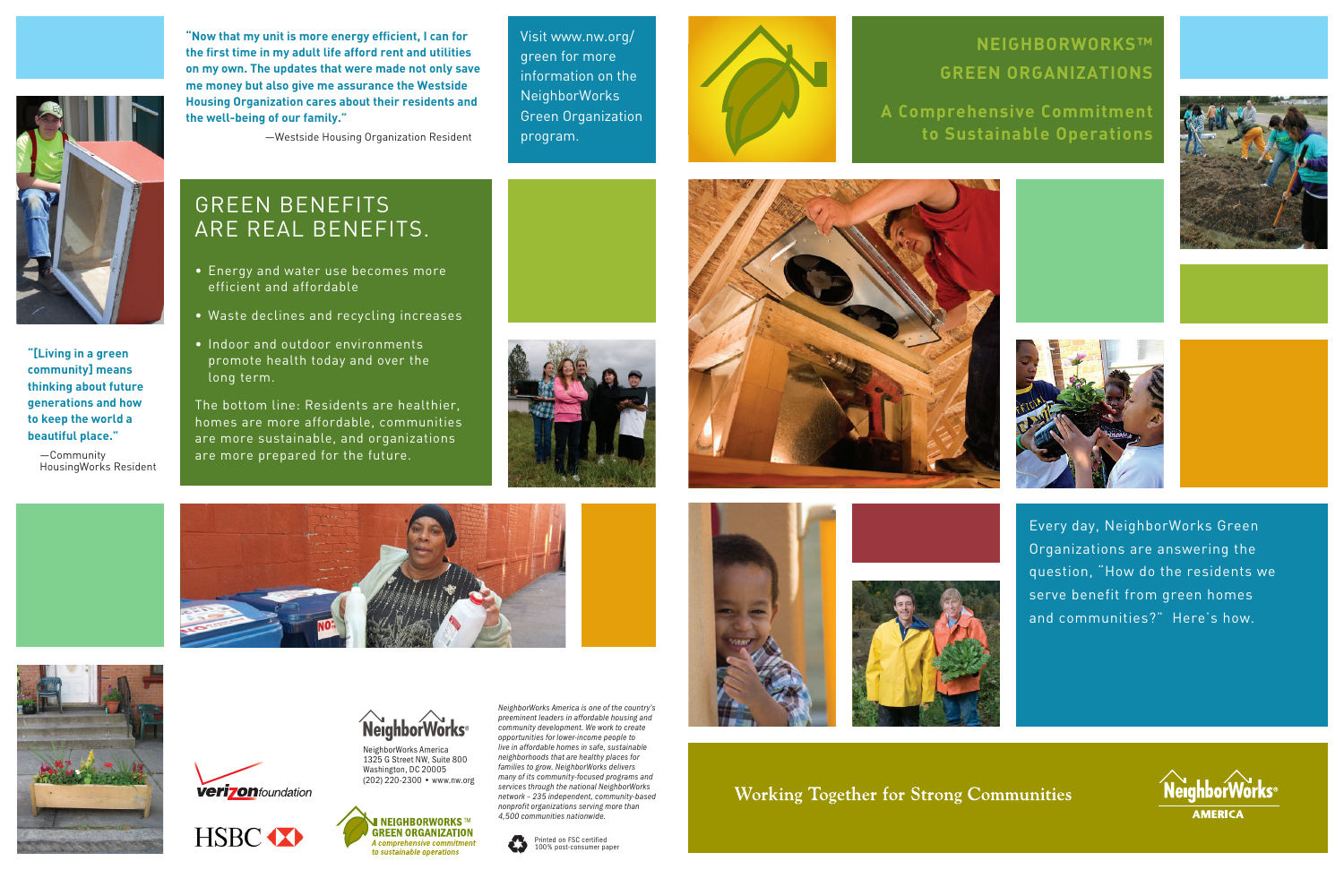"Now that my unit is more energy efficient, I can for the first time in my adult life afford rent and utilities on my own. The updates that were made not only save me money but also give me assurance the Westside Housing Organization cares about their residents and the well-being of our family."

—Westside Housing Organization Resident

"[Living in a green community] means thinking about future generations and how to keep the world a beautiful place."

—Community HousingWorks Resident

## GREEN BENEFITS ARE REAL BENEFITS.

- Energy and water use becomes more efficient and affordable
- Waste declines and recycling increases
- Indoor and outdoor environments promote health today and over the long term.

The bottom line: Residents are healthier, homes are more affordable, communities are more sustainable, and organizations are more prepared for the future.

Visit www.nw.org/green for more information on the NeighborWorks Green Organization program.

NeighborWorks America
1325 G Street NW, Suite 800
Washington, DC 20005
(202) 220-2300 • www.nw.org

NEIGHBORWORKS™ GREEN ORGANIZATION
*A comprehensive commitment to sustainable operations*

*NeighborWorks America is one of the country's preeminent leaders in affordable housing and community development. We work to create opportunities for lower-income people to live in affordable homes in safe, sustainable neighborhoods that are healthy places for families to grow. NeighborWorks delivers many of its community-focused programs and services through the national NeighborWorks network – 235 independent, community-based nonprofit organizations serving more than 4,500 communities nationwide.*

verizon foundation

HSBC

Printed on FSC certified 100% post-consumer paper

# NEIGHBORWORKS™ GREEN ORGANIZATIONS

## A Comprehensive Commitment to Sustainable Operations

Every day, NeighborWorks Green Organizations are answering the question, "How do the residents we serve benefit from green homes and communities?" Here's how.

Working Together for Strong Communities

NeighborWorks® AMERICA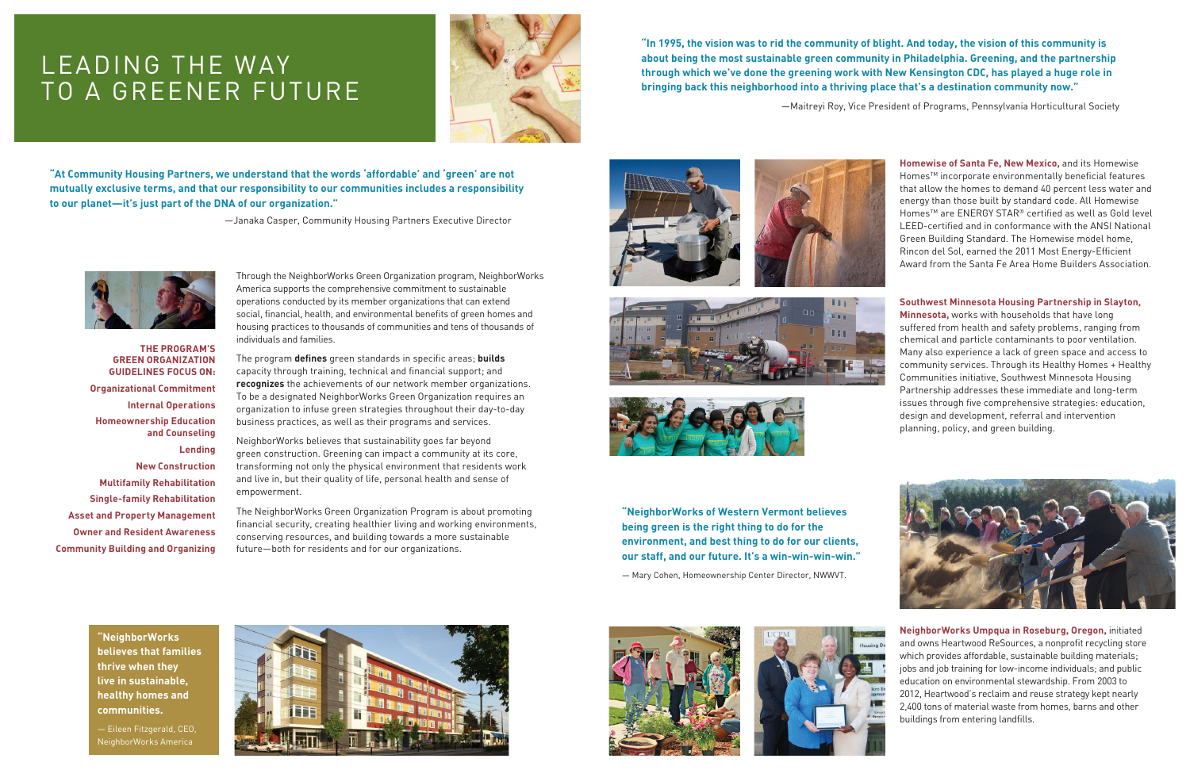# LEADING THE WAY TO A GREENER FUTURE

**"In 1995, the vision was to rid the community of blight. And today, the vision of this community is about being the most sustainable green community in Philadelphia. Greening, and the partnership through which we've done the greening work with New Kensington CDC, has played a huge role in bringing back this neighborhood into a thriving place that's a destination community now."**

—Maitreyi Roy, Vice President of Programs, Pennsylvania Horticultural Society

**"At Community Housing Partners, we understand that the words 'affordable' and 'green' are not mutually exclusive terms, and that our responsibility to our communities includes a responsibility to our planet—it's just part of the DNA of our organization."**

—Janaka Casper, Community Housing Partners Executive Director

**THE PROGRAM'S GREEN ORGANIZATION GUIDELINES FOCUS ON:**

- Organizational Commitment
- Internal Operations
- Homeownership Education and Counseling
- Lending
- New Construction
- Multifamily Rehabilitation
- Single-family Rehabilitation
- Asset and Property Management
- Owner and Resident Awareness
- Community Building and Organizing

Through the NeighborWorks Green Organization program, NeighborWorks America supports the comprehensive commitment to sustainable operations conducted by its member organizations that can extend social, financial, health, and environmental benefits of green homes and housing practices to thousands of communities and tens of thousands of individuals and families.

The program **defines** green standards in specific areas; **builds** capacity through training, technical and financial support; and **recognizes** the achievements of our network member organizations. To be a designated NeighborWorks Green Organization requires an organization to infuse green strategies throughout their day-to-day business practices, as well as their programs and services.

NeighborWorks believes that sustainability goes far beyond green construction. Greening can impact a community at its core, transforming not only the physical environment that residents work and live in, but their quality of life, personal health and sense of empowerment.

The NeighborWorks Green Organization Program is about promoting financial security, creating healthier living and working environments, conserving resources, and building towards a more sustainable future—both for residents and for our organizations.

**"NeighborWorks believes that families thrive when they live in sustainable, healthy homes and communities.**

— Eileen Fitzgerald, CEO, NeighborWorks America

**Homewise of Santa Fe, New Mexico,** and its Homewise Homes™ incorporate environmentally beneficial features that allow the homes to demand 40 percent less water and energy than those built by standard code. All Homewise Homes™ are ENERGY STAR® certified as well as Gold level LEED-certified and in conformance with the ANSI National Green Building Standard. The Homewise model home, Rincon del Sol, earned the 2011 Most Energy-Efficient Award from the Santa Fe Area Home Builders Association.

**Southwest Minnesota Housing Partnership in Slayton, Minnesota,** works with households that have long suffered from health and safety problems, ranging from chemical and particle contaminants to poor ventilation. Many also experience a lack of green space and access to community services. Through its Healthy Homes + Healthy Communities initiative, Southwest Minnesota Housing Partnership addresses these immediate and long-term issues through five comprehensive strategies: education, design and development, referral and intervention planning, policy, and green building.

**"NeighborWorks of Western Vermont believes being green is the right thing to do for the environment, and best thing to do for our clients, our staff, and our future. It's a win-win-win-win."**

— Mary Cohen, Homeownership Center Director, NWWVT.

**NeighborWorks Umpqua in Roseburg, Oregon,** initiated and owns Heartwood ReSources, a nonprofit recycling store which provides affordable, sustainable building materials; jobs and job training for low-income individuals; and public education on environmental stewardship. From 2003 to 2012, Heartwood's reclaim and reuse strategy kept nearly 2,400 tons of material waste from homes, barns and other buildings from entering landfills.